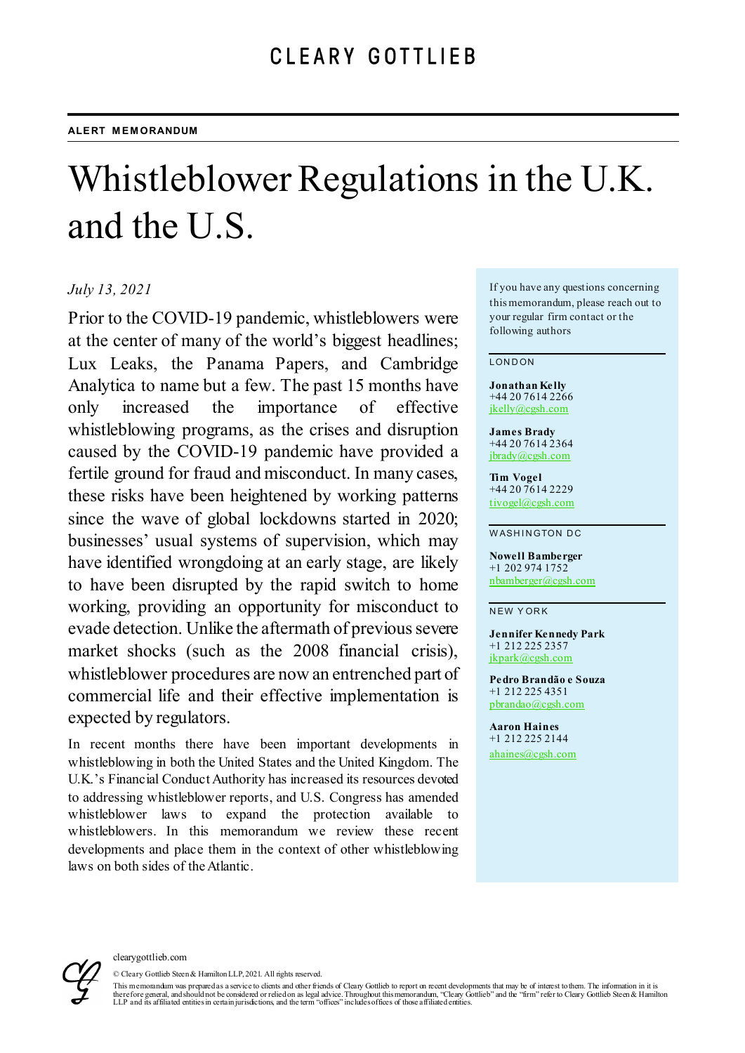CLEARY GOTTLIEB

ALERT MEMORANDUM

# Whistleblower Regulations in the U.K. and the U.S.

*July 13, 2021*

Prior to the COVID-19 pandemic, whistleblowers were at the center of many of the world's biggest headlines; Lux Leaks, the Panama Papers, and Cambridge Analytica to name but a few. The past 15 months have only increased the importance of effective whistleblowing programs, as the crises and disruption caused by the COVID-19 pandemic have provided a fertile ground for fraud and misconduct. In many cases, these risks have been heightened by working patterns since the wave of global lockdowns started in 2020; businesses' usual systems of supervision, which may have identified wrongdoing at an early stage, are likely to have been disrupted by the rapid switch to home working, providing an opportunity for misconduct to evade detection. Unlike the aftermath of previous severe market shocks (such as the 2008 financial crisis), whistleblower procedures are now an entrenched part of commercial life and their effective implementation is expected by regulators.

In recent months there have been important developments in whistleblowing in both the United States and the United Kingdom. The U.K.'s Financial Conduct Authority has increased its resources devoted to addressing whistleblower reports, and U.S. Congress has amended whistleblower laws to expand the protection available to whistleblowers. In this memorandum we review these recent developments and place them in the context of other whistleblowing laws on both sides of the Atlantic.

If you have any questions concerning this memorandum, please reach out to your regular firm contact or the following authors

LONDON

**Jonathan Kelly**
+44 20 7614 2266
jkelly@cgsh.com

**James Brady**
+44 20 7614 2364
jbrady@cgsh.com

**Tim Vogel**
+44 20 7614 2229
tivogel@cgsh.com

WASHINGTON DC

**Nowell Bamberger**
+1 202 974 1752
nbamberger@cgsh.com

NEW YORK

**Jennifer Kennedy Park**
+1 212 225 2357
jkpark@cgsh.com

**Pedro Brandão e Souza**
+1 212 225 4351
pbrandao@cgsh.com

**Aaron Haines**
+1 212 225 2144
ahaines@cgsh.com

clearygottlieb.com

© Cleary Gottlieb Steen & Hamilton LLP, 2021. All rights reserved.

This memorandum was prepared as a service to clients and other friends of Cleary Gottlieb to report on recent developments that may be of interest to them. The information in it is therefore general, and should not be considered or relied on as legal advice. Throughout this memorandum, "Cleary Gottlieb" and the "firm" refer to Cleary Gottlieb Steen & Hamilton LLP and its affiliated entities in certain jurisdictions, and the term "offices" includes offices of those affiliated entities.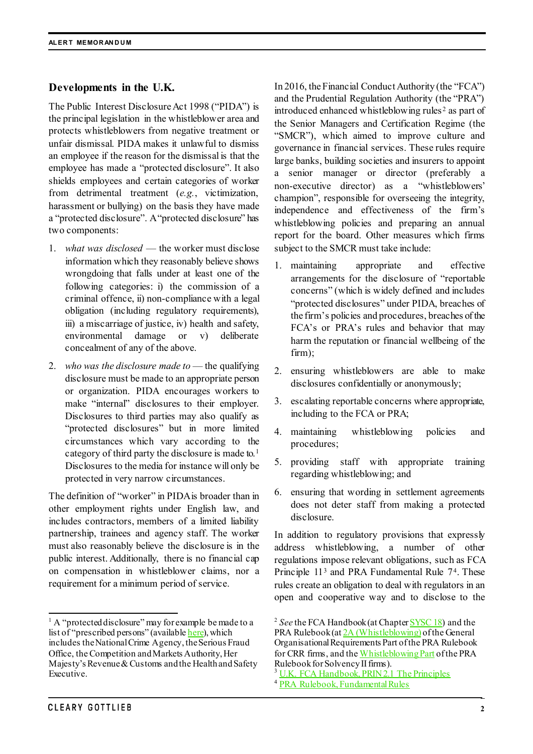## Developments in the U.K.

The Public Interest Disclosure Act 1998 ("PIDA") is the principal legislation in the whistleblower area and protects whistleblowers from negative treatment or unfair dismissal. PIDA makes it unlawful to dismiss an employee if the reason for the dismissal is that the employee has made a "protected disclosure". It also shields employees and certain categories of worker from detrimental treatment (*e.g.*, victimization, harassment or bullying) on the basis they have made a "protected disclosure". A "protected disclosure" has two components:

1. *what was disclosed* — the worker must disclose information which they reasonably believe shows wrongdoing that falls under at least one of the following categories: i) the commission of a criminal offence, ii) non-compliance with a legal obligation (including regulatory requirements), iii) a miscarriage of justice, iv) health and safety, environmental damage or v) deliberate concealment of any of the above.
2. *who was the disclosure made to* — the qualifying disclosure must be made to an appropriate person or organization. PIDA encourages workers to make "internal" disclosures to their employer. Disclosures to third parties may also qualify as "protected disclosures" but in more limited circumstances which vary according to the category of third party the disclosure is made to.[1] Disclosures to the media for instance will only be protected in very narrow circumstances.

The definition of "worker" in PIDA is broader than in other employment rights under English law, and includes contractors, members of a limited liability partnership, trainees and agency staff. The worker must also reasonably believe the disclosure is in the public interest. Additionally, there is no financial cap on compensation in whistleblower claims, nor a requirement for a minimum period of service.

In 2016, the Financial Conduct Authority (the "FCA") and the Prudential Regulation Authority (the "PRA") introduced enhanced whistleblowing rules[2] as part of the Senior Managers and Certification Regime (the "SMCR"), which aimed to improve culture and governance in financial services. These rules require large banks, building societies and insurers to appoint a senior manager or director (preferably a non-executive director) as a "whistleblowers' champion", responsible for overseeing the integrity, independence and effectiveness of the firm's whistleblowing policies and preparing an annual report for the board. Other measures which firms subject to the SMCR must take include:

1. maintaining appropriate and effective arrangements for the disclosure of "reportable concerns" (which is widely defined and includes "protected disclosures" under PIDA, breaches of the firm's policies and procedures, breaches of the FCA's or PRA's rules and behavior that may harm the reputation or financial wellbeing of the firm);
2. ensuring whistleblowers are able to make disclosures confidentially or anonymously;
3. escalating reportable concerns where appropriate, including to the FCA or PRA;
4. maintaining whistleblowing policies and procedures;
5. providing staff with appropriate training regarding whistleblowing; and
6. ensuring that wording in settlement agreements does not deter staff from making a protected disclosure.

In addition to regulatory provisions that expressly address whistleblowing, a number of other regulations impose relevant obligations, such as FCA Principle 11[3] and PRA Fundamental Rule 7[4]. These rules create an obligation to deal with regulators in an open and cooperative way and to disclose to the

---

[1] A "protected disclosure" may for example be made to a list of "prescribed persons" (available here), which includes the National Crime Agency, the Serious Fraud Office, the Competition and Markets Authority, Her Majesty's Revenue & Customs and the Health and Safety Executive.

[2] *See* the FCA Handbook (at Chapter SYSC 18) and the PRA Rulebook (at 2A (Whistleblowing) of the General Organisational Requirements Part of the PRA Rulebook for CRR firms, and the Whistleblowing Part of the PRA Rulebook for Solvency II firms).

[3] U.K. FCA Handbook, PRIN 2.1 The Principles

[4] PRA Rulebook, Fundamental Rules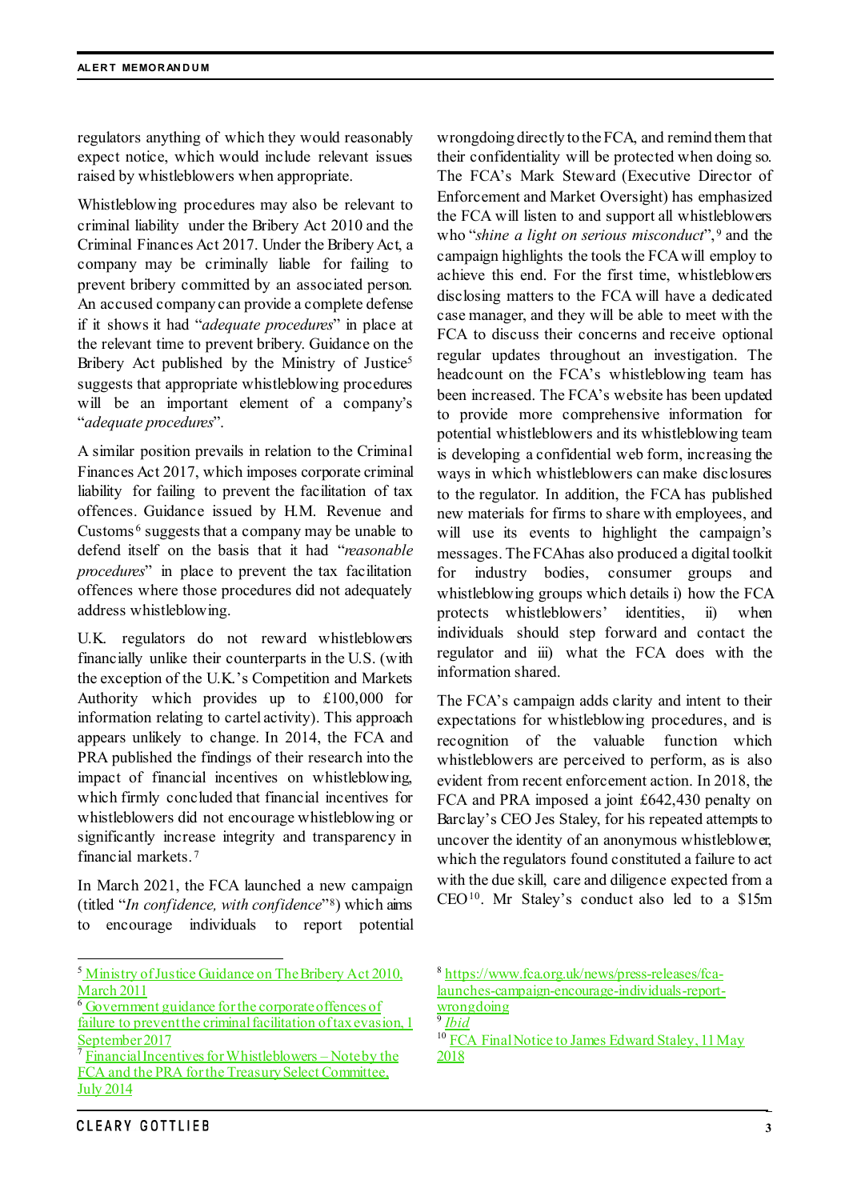regulators anything of which they would reasonably expect notice, which would include relevant issues raised by whistleblowers when appropriate.

Whistleblowing procedures may also be relevant to criminal liability under the Bribery Act 2010 and the Criminal Finances Act 2017. Under the Bribery Act, a company may be criminally liable for failing to prevent bribery committed by an associated person. An accused company can provide a complete defense if it shows it had "*adequate procedures*" in place at the relevant time to prevent bribery. Guidance on the Bribery Act published by the Ministry of Justice[5] suggests that appropriate whistleblowing procedures will be an important element of a company's "*adequate procedures*".

A similar position prevails in relation to the Criminal Finances Act 2017, which imposes corporate criminal liability for failing to prevent the facilitation of tax offences. Guidance issued by H.M. Revenue and Customs[6] suggests that a company may be unable to defend itself on the basis that it had "*reasonable procedures*" in place to prevent the tax facilitation offences where those procedures did not adequately address whistleblowing.

U.K. regulators do not reward whistleblowers financially unlike their counterparts in the U.S. (with the exception of the U.K.'s Competition and Markets Authority which provides up to £100,000 for information relating to cartel activity). This approach appears unlikely to change. In 2014, the FCA and PRA published the findings of their research into the impact of financial incentives on whistleblowing, which firmly concluded that financial incentives for whistleblowers did not encourage whistleblowing or significantly increase integrity and transparency in financial markets.[7]

In March 2021, the FCA launched a new campaign (titled "*In confidence, with confidence*"[8]) which aims to encourage individuals to report potential wrongdoing directly to the FCA, and remind them that their confidentiality will be protected when doing so. The FCA's Mark Steward (Executive Director of Enforcement and Market Oversight) has emphasized the FCA will listen to and support all whistleblowers who "*shine a light on serious misconduct*",[9] and the campaign highlights the tools the FCA will employ to achieve this end. For the first time, whistleblowers disclosing matters to the FCA will have a dedicated case manager, and they will be able to meet with the FCA to discuss their concerns and receive optional regular updates throughout an investigation. The headcount on the FCA's whistleblowing team has been increased. The FCA's website has been updated to provide more comprehensive information for potential whistleblowers and its whistleblowing team is developing a confidential web form, increasing the ways in which whistleblowers can make disclosures to the regulator. In addition, the FCA has published new materials for firms to share with employees, and will use its events to highlight the campaign's messages. The FCAhas also produced a digital toolkit for industry bodies, consumer groups and whistleblowing groups which details i) how the FCA protects whistleblowers' identities, ii) when individuals should step forward and contact the regulator and iii) what the FCA does with the information shared.

The FCA's campaign adds clarity and intent to their expectations for whistleblowing procedures, and is recognition of the valuable function which whistleblowers are perceived to perform, as is also evident from recent enforcement action. In 2018, the FCA and PRA imposed a joint £642,430 penalty on Barclay's CEO Jes Staley, for his repeated attempts to uncover the identity of an anonymous whistleblower, which the regulators found constituted a failure to act with the due skill, care and diligence expected from a CEO[10]. Mr Staley's conduct also led to a $15m

---

[5] Ministry of Justice Guidance on The Bribery Act 2010, March 2011

[6] Government guidance for the corporate offences of failure to prevent the criminal facilitation of tax evasion, 1 September 2017

[7] Financial Incentives for Whistleblowers – Note by the FCA and the PRA for the Treasury Select Committee, July 2014

[8] https://www.fca.org.uk/news/press-releases/fca-launches-campaign-encourage-individuals-report-wrongdoing

[9] *Ibid*

[10] FCA Final Notice to James Edward Staley, 11 May 2018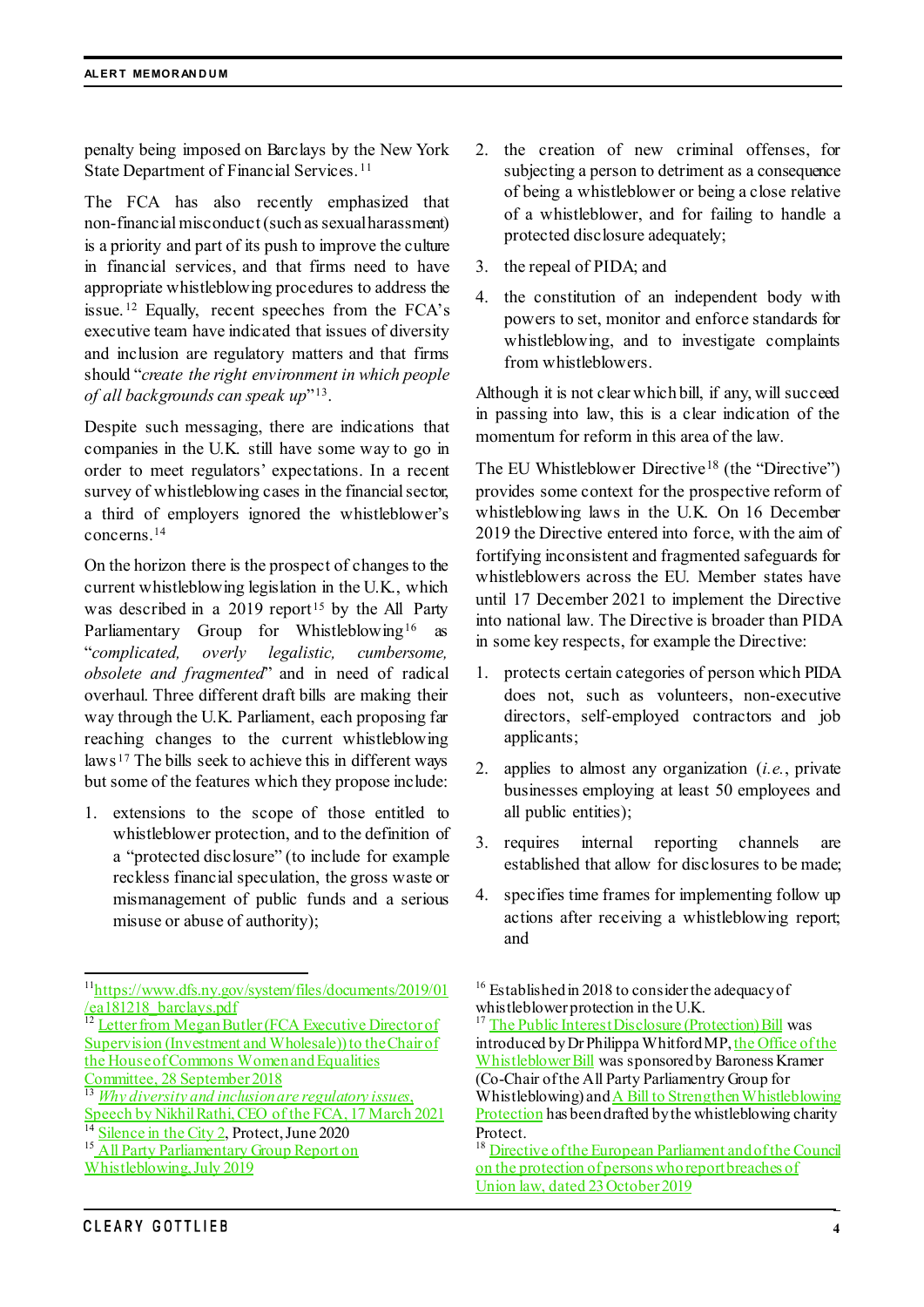penalty being imposed on Barclays by the New York State Department of Financial Services.[11]

The FCA has also recently emphasized that non-financial misconduct (such as sexual harassment) is a priority and part of its push to improve the culture in financial services, and that firms need to have appropriate whistleblowing procedures to address the issue.[12] Equally, recent speeches from the FCA's executive team have indicated that issues of diversity and inclusion are regulatory matters and that firms should "*create the right environment in which people of all backgrounds can speak up*"[13].

Despite such messaging, there are indications that companies in the U.K. still have some way to go in order to meet regulators' expectations. In a recent survey of whistleblowing cases in the financial sector, a third of employers ignored the whistleblower's concerns.[14]

On the horizon there is the prospect of changes to the current whistleblowing legislation in the U.K., which was described in a 2019 report[15] by the All Party Parliamentary Group for Whistleblowing[16] as "*complicated, overly legalistic, cumbersome, obsolete and fragmented*" and in need of radical overhaul. Three different draft bills are making their way through the U.K. Parliament, each proposing far reaching changes to the current whistleblowing laws[17] The bills seek to achieve this in different ways but some of the features which they propose include:

1. extensions to the scope of those entitled to whistleblower protection, and to the definition of a "protected disclosure" (to include for example reckless financial speculation, the gross waste or mismanagement of public funds and a serious misuse or abuse of authority);
2. the creation of new criminal offenses, for subjecting a person to detriment as a consequence of being a whistleblower or being a close relative of a whistleblower, and for failing to handle a protected disclosure adequately;
3. the repeal of PIDA; and
4. the constitution of an independent body with powers to set, monitor and enforce standards for whistleblowing, and to investigate complaints from whistleblowers.

Although it is not clear which bill, if any, will succeed in passing into law, this is a clear indication of the momentum for reform in this area of the law.

The EU Whistleblower Directive[18] (the "Directive") provides some context for the prospective reform of whistleblowing laws in the U.K. On 16 December 2019 the Directive entered into force, with the aim of fortifying inconsistent and fragmented safeguards for whistleblowers across the EU. Member states have until 17 December 2021 to implement the Directive into national law. The Directive is broader than PIDA in some key respects, for example the Directive:

1. protects certain categories of person which PIDA does not, such as volunteers, non-executive directors, self-employed contractors and job applicants;
2. applies to almost any organization (*i.e.*, private businesses employing at least 50 employees and all public entities);
3. requires internal reporting channels are established that allow for disclosures to be made;
4. specifies time frames for implementing follow up actions after receiving a whistleblowing report; and

---

[11] https://www.dfs.ny.gov/system/files/documents/2019/01/ea181218_barclays.pdf

[12] Letter from Megan Butler (FCA Executive Director of Supervision (Investment and Wholesale)) to the Chair of the House of Commons Women and Equalities Committee, 28 September 2018

[13] *Why diversity and inclusion are regulatory issues*, Speech by Nikhil Rathi, CEO of the FCA, 17 March 2021

[14] Silence in the City 2, Protect, June 2020

[15] All Party Parliamentary Group Report on Whistleblowing, July 2019

[16] Established in 2018 to consider the adequacy of whistleblower protection in the U.K.

[17] The Public Interest Disclosure (Protection) Bill was introduced by Dr Philippa Whitford MP, the Office of the Whistleblower Bill was sponsored by Baroness Kramer (Co-Chair of the All Party Parliamentary Group for Whistleblowing) and A Bill to Strengthen Whistleblowing Protection has been drafted by the whistleblowing charity Protect.

[18] Directive of the European Parliament and of the Council on the protection of persons who report breaches of Union law, dated 23 October 2019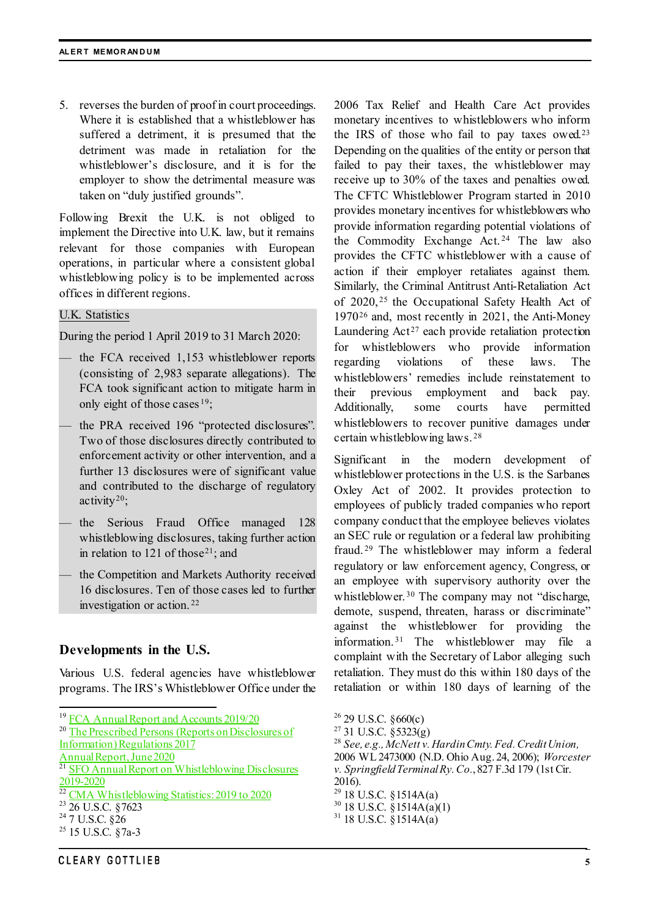5. reverses the burden of proof in court proceedings. Where it is established that a whistleblower has suffered a detriment, it is presumed that the detriment was made in retaliation for the whistleblower's disclosure, and it is for the employer to show the detrimental measure was taken on "duly justified grounds".

Following Brexit the U.K. is not obliged to implement the Directive into U.K. law, but it remains relevant for those companies with European operations, in particular where a consistent global whistleblowing policy is to be implemented across offices in different regions.

U.K. Statistics

During the period 1 April 2019 to 31 March 2020:

- the FCA received 1,153 whistleblower reports (consisting of 2,983 separate allegations). The FCA took significant action to mitigate harm in only eight of those cases[19];
- the PRA received 196 "protected disclosures". Two of those disclosures directly contributed to enforcement activity or other intervention, and a further 13 disclosures were of significant value and contributed to the discharge of regulatory activity[20];
- the Serious Fraud Office managed 128 whistleblowing disclosures, taking further action in relation to 121 of those[21]; and
- the Competition and Markets Authority received 16 disclosures. Ten of those cases led to further investigation or action.[22]

## Developments in the U.S.

Various U.S. federal agencies have whistleblower programs. The IRS's Whistleblower Office under the 2006 Tax Relief and Health Care Act provides monetary incentives to whistleblowers who inform the IRS of those who fail to pay taxes owed.[23] Depending on the qualities of the entity or person that failed to pay their taxes, the whistleblower may receive up to 30% of the taxes and penalties owed. The CFTC Whistleblower Program started in 2010 provides monetary incentives for whistleblowers who provide information regarding potential violations of the Commodity Exchange Act.[24] The law also provides the CFTC whistleblower with a cause of action if their employer retaliates against them. Similarly, the Criminal Antitrust Anti-Retaliation Act of 2020,[25] the Occupational Safety Health Act of 1970[26] and, most recently in 2021, the Anti-Money Laundering Act[27] each provide retaliation protection for whistleblowers who provide information regarding violations of these laws. The whistleblowers' remedies include reinstatement to their previous employment and back pay. Additionally, some courts have permitted whistleblowers to recover punitive damages under certain whistleblowing laws.[28]

Significant in the modern development of whistleblower protections in the U.S. is the Sarbanes Oxley Act of 2002. It provides protection to employees of publicly traded companies who report company conduct that the employee believes violates an SEC rule or regulation or a federal law prohibiting fraud.[29] The whistleblower may inform a federal regulatory or law enforcement agency, Congress, or an employee with supervisory authority over the whistleblower.[30] The company may not "discharge, demote, suspend, threaten, harass or discriminate" against the whistleblower for providing the information.[31] The whistleblower may file a complaint with the Secretary of Labor alleging such retaliation. They must do this within 180 days of the retaliation or within 180 days of learning of the

---

[19] FCA Annual Report and Accounts 2019/20

[20] The Prescribed Persons (Reports on Disclosures of Information) Regulations 2017 Annual Report, June 2020

[21] SFO Annual Report on Whistleblowing Disclosures 2019-2020

[22] CMA Whistleblowing Statistics: 2019 to 2020

[23] 26 U.S.C. §7623

[24] 7 U.S.C. §26

[25] 15 U.S.C. §7a-3

[26] 29 U.S.C. §660(c)

[27] 31 U.S.C. §5323(g)

[28] *See, e.g., McNett v. Hardin Cmty. Fed. Credit Union*, 2006 WL 2473000 (N.D. Ohio Aug. 24, 2006); *Worcester v. Springfield Terminal Ry. Co.*, 827 F.3d 179 (1st Cir. 2016).

[29] 18 U.S.C. §1514A(a)

[30] 18 U.S.C. §1514A(a)(1)

[31] 18 U.S.C. §1514A(a)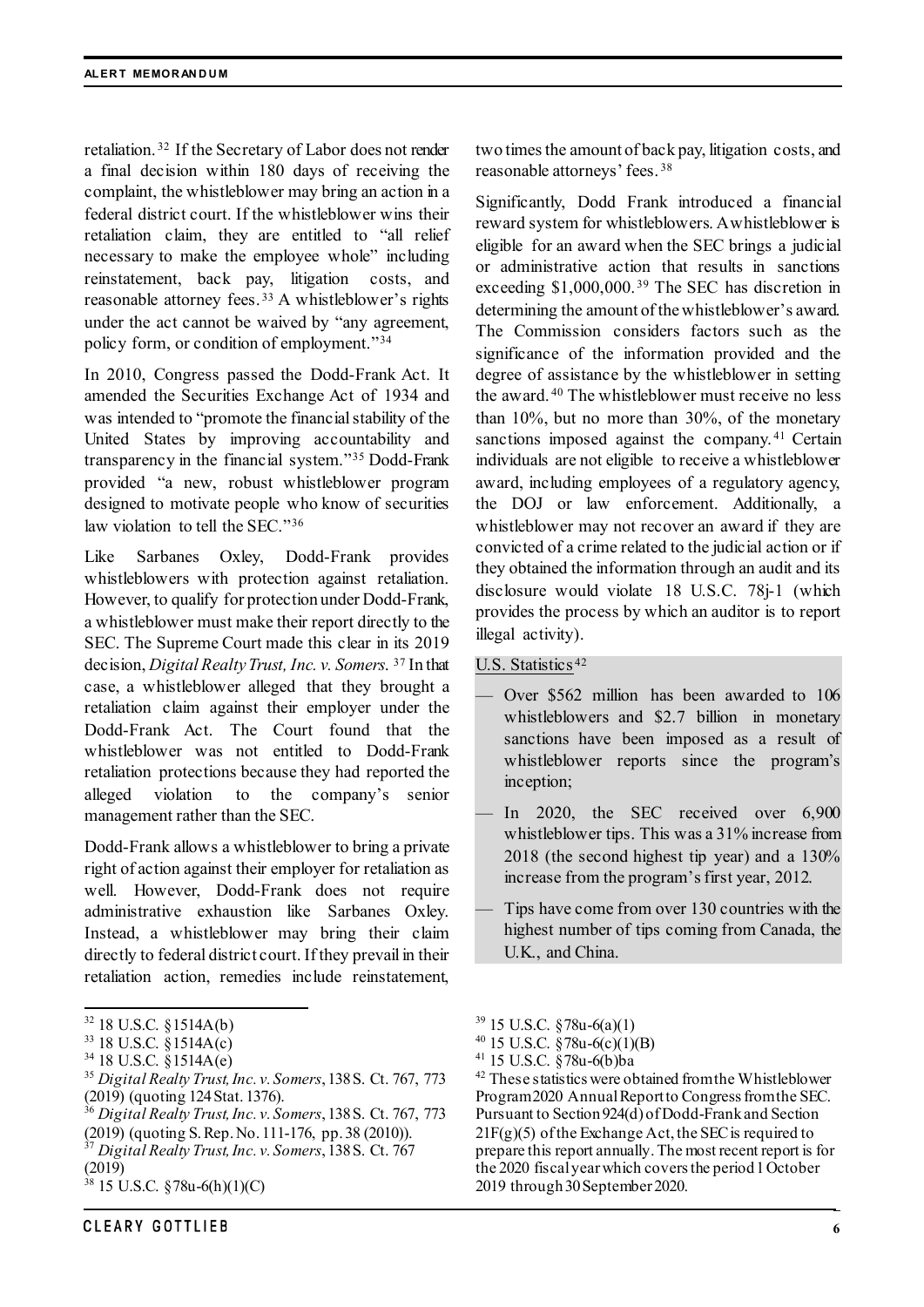retaliation.[32] If the Secretary of Labor does not render a final decision within 180 days of receiving the complaint, the whistleblower may bring an action in a federal district court. If the whistleblower wins their retaliation claim, they are entitled to "all relief necessary to make the employee whole" including reinstatement, back pay, litigation costs, and reasonable attorney fees.[33] A whistleblower's rights under the act cannot be waived by "any agreement, policy form, or condition of employment."[34]

In 2010, Congress passed the Dodd-Frank Act. It amended the Securities Exchange Act of 1934 and was intended to "promote the financial stability of the United States by improving accountability and transparency in the financial system."[35] Dodd-Frank provided "a new, robust whistleblower program designed to motivate people who know of securities law violation to tell the SEC."[36]

Like Sarbanes Oxley, Dodd-Frank provides whistleblowers with protection against retaliation. However, to qualify for protection under Dodd-Frank, a whistleblower must make their report directly to the SEC. The Supreme Court made this clear in its 2019 decision, *Digital Realty Trust, Inc. v. Somers.*[37] In that case, a whistleblower alleged that they brought a retaliation claim against their employer under the Dodd-Frank Act. The Court found that the whistleblower was not entitled to Dodd-Frank retaliation protections because they had reported the alleged violation to the company's senior management rather than the SEC.

Dodd-Frank allows a whistleblower to bring a private right of action against their employer for retaliation as well. However, Dodd-Frank does not require administrative exhaustion like Sarbanes Oxley. Instead, a whistleblower may bring their claim directly to federal district court. If they prevail in their retaliation action, remedies include reinstatement, two times the amount of back pay, litigation costs, and reasonable attorneys' fees.[38]

Significantly, Dodd Frank introduced a financial reward system for whistleblowers. A whistleblower is eligible for an award when the SEC brings a judicial or administrative action that results in sanctions exceeding $1,000,000.[39] The SEC has discretion in determining the amount of the whistleblower's award. The Commission considers factors such as the significance of the information provided and the degree of assistance by the whistleblower in setting the award.[40] The whistleblower must receive no less than 10%, but no more than 30%, of the monetary sanctions imposed against the company.[41] Certain individuals are not eligible to receive a whistleblower award, including employees of a regulatory agency, the DOJ or law enforcement. Additionally, a whistleblower may not recover an award if they are convicted of a crime related to the judicial action or if they obtained the information through an audit and its disclosure would violate 18 U.S.C. 78j-1 (which provides the process by which an auditor is to report illegal activity).

U.S. Statistics[42]

- Over $562 million has been awarded to 106 whistleblowers and $2.7 billion in monetary sanctions have been imposed as a result of whistleblower reports since the program's inception;
- In 2020, the SEC received over 6,900 whistleblower tips. This was a 31% increase from 2018 (the second highest tip year) and a 130% increase from the program's first year, 2012.
- Tips have come from over 130 countries with the highest number of tips coming from Canada, the U.K., and China.

---

[32] 18 U.S.C. §1514A(b)
[33] 18 U.S.C. §1514A(c)
[34] 18 U.S.C. §1514A(e)
[35] *Digital Realty Trust, Inc. v. Somers*, 138 S. Ct. 767, 773 (2019) (quoting 124 Stat. 1376).
[36] *Digital Realty Trust, Inc. v. Somers*, 138 S. Ct. 767, 773 (2019) (quoting S. Rep. No. 111-176, pp. 38 (2010)).
[37] *Digital Realty Trust, Inc. v. Somers*, 138 S. Ct. 767 (2019)
[38] 15 U.S.C. §78u-6(h)(1)(C)
[39] 15 U.S.C. §78u-6(a)(1)
[40] 15 U.S.C. §78u-6(c)(1)(B)
[41] 15 U.S.C. §78u-6(b)ba
[42] These statistics were obtained from the Whistleblower Program 2020 Annual Report to Congress from the SEC. Pursuant to Section 924(d) of Dodd-Frank and Section 21F(g)(5) of the Exchange Act, the SEC is required to prepare this report annually. The most recent report is for the 2020 fiscal year which covers the period 1 October 2019 through 30 September 2020.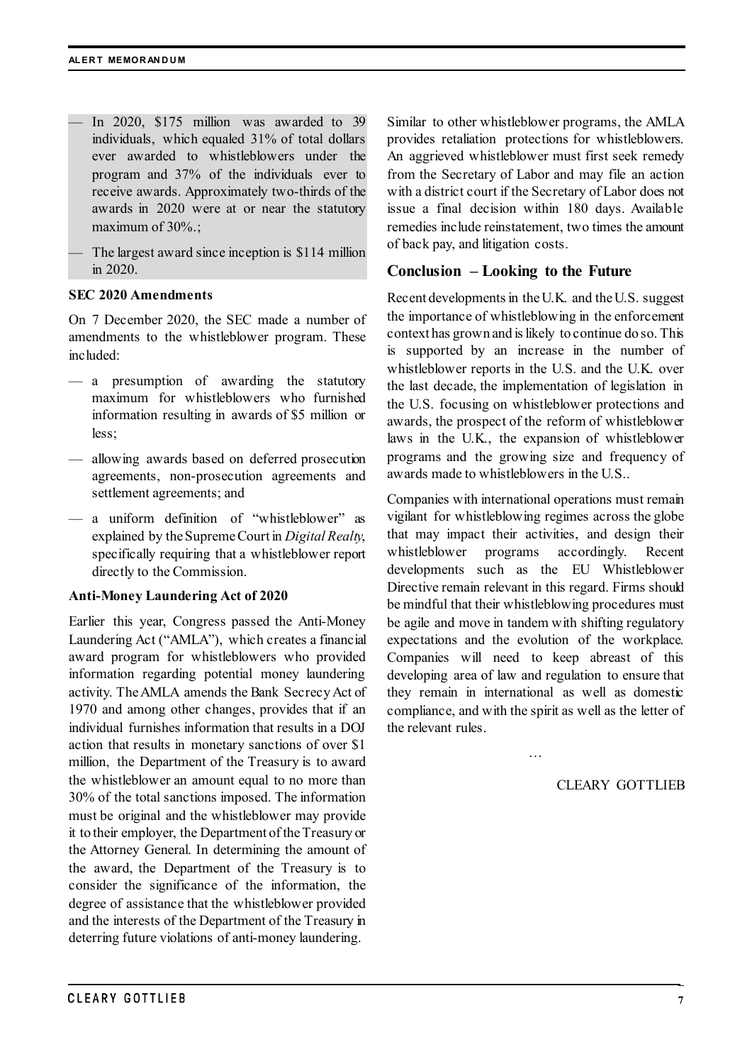- In 2020, \$175 million was awarded to 39 individuals, which equaled 31% of total dollars ever awarded to whistleblowers under the program and 37% of the individuals ever to receive awards. Approximately two-thirds of the awards in 2020 were at or near the statutory maximum of 30%.;
- The largest award since inception is \$114 million in 2020.

**SEC 2020 Amendments**

On 7 December 2020, the SEC made a number of amendments to the whistleblower program. These included:

- a presumption of awarding the statutory maximum for whistleblowers who furnished information resulting in awards of \$5 million or less;
- allowing awards based on deferred prosecution agreements, non-prosecution agreements and settlement agreements; and
- a uniform definition of "whistleblower" as explained by the Supreme Court in *Digital Realty*, specifically requiring that a whistleblower report directly to the Commission.

**Anti-Money Laundering Act of 2020**

Earlier this year, Congress passed the Anti-Money Laundering Act ("AMLA"), which creates a financial award program for whistleblowers who provided information regarding potential money laundering activity. The AMLA amends the Bank Secrecy Act of 1970 and among other changes, provides that if an individual furnishes information that results in a DOJ action that results in monetary sanctions of over \$1 million, the Department of the Treasury is to award the whistleblower an amount equal to no more than 30% of the total sanctions imposed. The information must be original and the whistleblower may provide it to their employer, the Department of the Treasury or the Attorney General. In determining the amount of the award, the Department of the Treasury is to consider the significance of the information, the degree of assistance that the whistleblower provided and the interests of the Department of the Treasury in deterring future violations of anti-money laundering.

Similar to other whistleblower programs, the AMLA provides retaliation protections for whistleblowers. An aggrieved whistleblower must first seek remedy from the Secretary of Labor and may file an action with a district court if the Secretary of Labor does not issue a final decision within 180 days. Available remedies include reinstatement, two times the amount of back pay, and litigation costs.

## Conclusion – Looking to the Future

Recent developments in the U.K. and the U.S. suggest the importance of whistleblowing in the enforcement context has grown and is likely to continue do so. This is supported by an increase in the number of whistleblower reports in the U.S. and the U.K. over the last decade, the implementation of legislation in the U.S. focusing on whistleblower protections and awards, the prospect of the reform of whistleblower laws in the U.K., the expansion of whistleblower programs and the growing size and frequency of awards made to whistleblowers in the U.S..

Companies with international operations must remain vigilant for whistleblowing regimes across the globe that may impact their activities, and design their whistleblower programs accordingly. Recent developments such as the EU Whistleblower Directive remain relevant in this regard. Firms should be mindful that their whistleblowing procedures must be agile and move in tandem with shifting regulatory expectations and the evolution of the workplace. Companies will need to keep abreast of this developing area of law and regulation to ensure that they remain in international as well as domestic compliance, and with the spirit as well as the letter of the relevant rules.

…

CLEARY GOTTLIEB